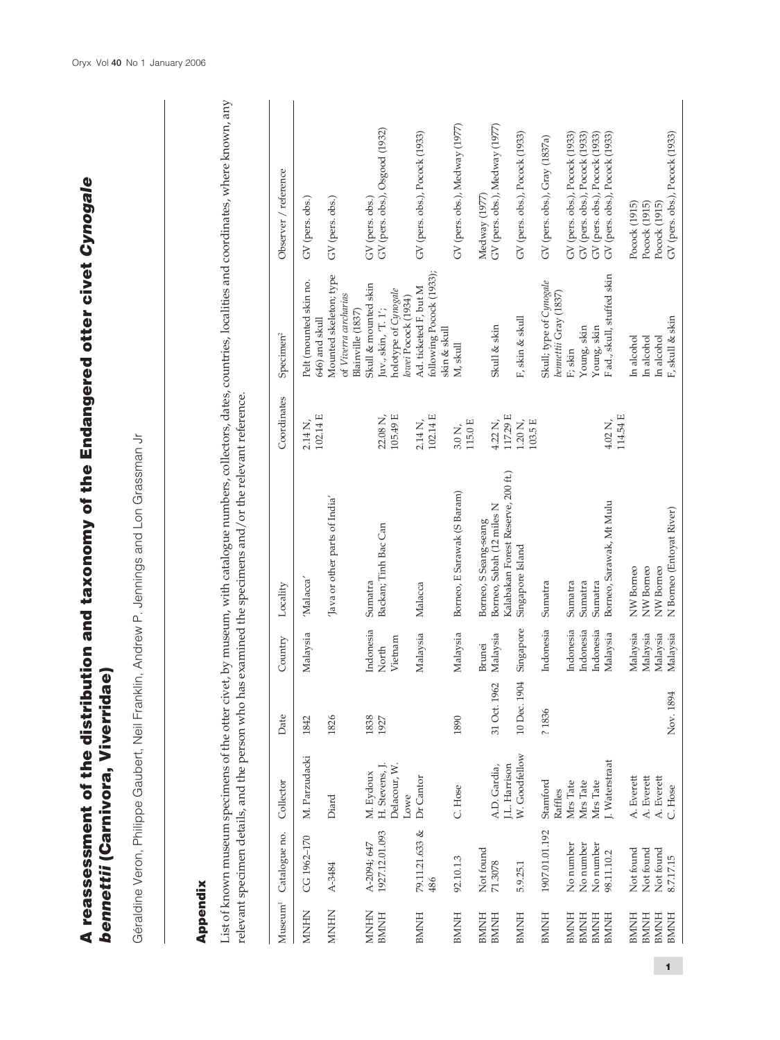# A reassessment of the distribution and taxonomy of the Endangered otter civet *Cynogale bennettii* (Carnivora, Viverridae)

Géraldine Veron, Philippe Gaubert, Neil Franklin, Andrew P. Jennings and Lon Grassman Jr

## Appendix

List of known museum specimens of the otter civet, by museum, with catalogue numbers, collectors, dates, countries, localities and coordinates, where known, any relevant specimen details, and the person who has examined the specimens and/or the relevant reference.

| Museum[1] | Catalogue no. | Collector | Date | Country | Locality | Coordinates | Specimen[2] | Observer / reference |
|---|---|---|---|---|---|---|---|---|
| MNHN | CG 1962-170 | M. Parzudacki | 1842 | Malaysia | 'Malacca' | 2.14 N, 102.14 E | Pelt (mounted skin no. 646) and skull | GV (pers. obs.) |
| MNHN | A-3484 | Diard | 1826 | | 'Java or other parts of India' | | Mounted skeleton; type of *Viverra carcharias* Blainville (1837) | GV (pers. obs.) |
| MNHN | A-2094; 647 | M. Eydoux | 1838 | Indonesia | Sumatra | | Skull & mounted skin | GV (pers. obs.) |
| BMNH | 1927.12.01.093 | H. Stevens, J. Delacour, W. Lowe | 1927 | North Vietnam | Backan; Tinh Bac Can | 22.08 N, 105.49 E | Juv., skin, 'T. 1'; holotype of *Cynogale lowei* Pocock (1934) | GV (pers. obs.), Osgood (1932) |
| BMNH | 79.11.21.633 & 486 | Dr Cantor | | Malaysia | Malacca | 2.14 N, 102.14 E | Ad. ticketed F, but M following Pocock (1933); skin & skull | GV (pers. obs.), Pocock (1933) |
| BMNH | 92.10.1.3 | C. Hose | 1890 | Malaysia | Borneo, E Sarawak (S Baram) | 3.0 N, 115.0 E | M, skull | GV (pers. obs.), Medway (1977) |
| BMNH | Not found | | | Brunei | Borneo, S Seang-seang | | | Medway (1977) |
| BMNH | 71.3078 | A.D. Gardia, J.L. Harrison | 31 Oct. 1962 | Malaysia | Borneo, Sabah (12 miles N Kalabakan Forest Reserve, 200 ft.) | 4.22 N, 117.29 E | Skull & skin | GV (pers. obs.), Medway (1977) |
| BMNH | 5.9.25.1 | W. Goodfellow | 10 Dec. 1904 | Singapore | Singapore Island | 1.20 N, 103.5 E | F, skin & skull | GV (pers. obs.), Pocock (1933) |
| BMNH | 1907.01.01.192 | Stamford Raffles | ? 1836 | Indonesia | Sumatra | | Skull; type of *Cynogale bennettii* Gray (1837) | GV (pers. obs.), Gray (1837a) |
| BMNH | No number | Mrs Tate | | Indonesia | Sumatra | | F; skin | GV (pers. obs.), Pocock (1933) |
| BMNH | No number | Mrs Tate | | Indonesia | Sumatra | | Young, skin | GV (pers. obs.), Pocock (1933) |
| BMNH | No number | Mrs Tate | | Indonesia | Sumatra | | Young, skin | GV (pers. obs.), Pocock (1933) |
| BMNH | 98.11.10.2 | J. Waterstraat | | Malaysia | Borneo, Sarawak, Mt Mulu | 4.02 N, 114.54 E | F ad., skull, stuffed skin | GV (pers. obs.), Pocock (1933) |
| BMNH | Not found | A. Everett | | Malaysia | NW Borneo | | In alcohol | Pocock (1915) |
| BMNH | Not found | A. Everett | | Malaysia | NW Borneo | | In alcohol | Pocock (1915) |
| BMNH | Not found | A. Everett | | Malaysia | NW Borneo | | In alcohol | Pocock (1915) |
| BMNH | 8.7.17.15 | C. Hose | Nov. 1894 | Malaysia | N Borneo (Entoyat River) | | F, skull & skin | GV (pers. obs.), Pocock (1933) |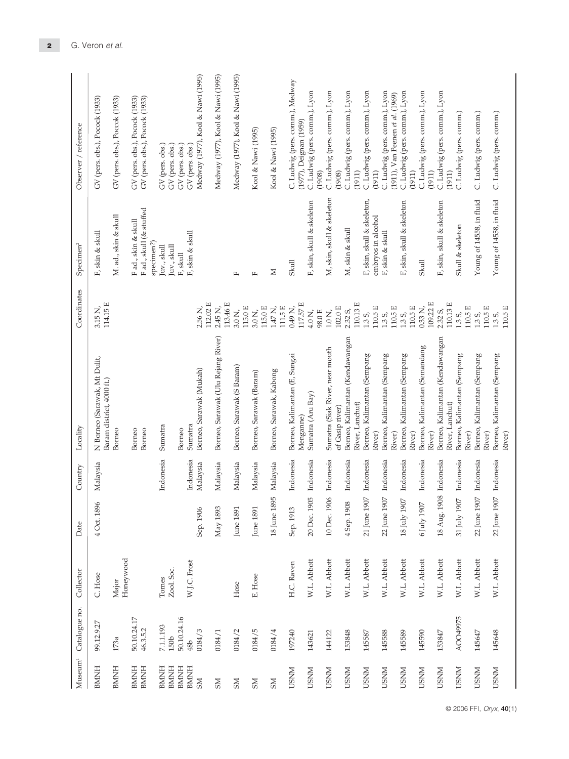| Museum[1] | Catalogue no. | Collector | Date | Country | Locality | Coordinates | Specimen[2] | Observer / reference |
|---|---|---|---|---|---|---|---|---|
| BMNH | 99.12.9.27 | C. Hose | 4 Oct. 1896 | Malaysia | N Borneo (Sarawak, Mt Dulit, Baram district, 4000 ft.) | 3.15 N, 114.15 E | F, skin & skull | GV (pers. obs.), Pocock (1933) |
| BMNH | 173a | Major Honeywood | | | Borneo | | M. ad., skin & skull | GV (pers. obs.), Pocock (1933) |
| BMNH | 50.10.24.17 | | | | Borneo | | F ad., skin & skull | GV (pers. obs.), Pocock (1933) |
| BMNH | 46.3.5.2 | | | | Borneo | | F ad., skull (& stuffed specimen?) | GV (pers. obs.), Pocock (1933) |
| BMNH | 7.1.1.193 | Tomes | | Indonesia | Sumatra | | Juv., skull | GV (pers. obs.) |
| BMNH | 150b | Zool. Soc. | | | | | Juv., skull | GV (pers. obs.) |
| BMNH | 50.10.24.16 | | | | Borneo | | F, skull | GV (pers. obs.) |
| BMNH | 48b | W.J.C. Frost | | Indonesia | Sumatra | | F, skin & skull | GV (pers. obs.) |
| SM | 0184/3 | | Sep. 1906 | Malaysia | Borneo, Sarawak (Mukah) | 2.56 N, 112.02 E | | Medway (1977), Kool & Nawi (1995) |
| SM | 0184/1 | | May 1893 | Malaysia | Borneo, Sarawak (Ulu Rejang River) | 2.45 N, 113.46 E | | Medway (1977), Kool & Nawi (1995) |
| SM | 0184/2 | Hose | June 1891 | Malaysia | Borneo, Sarawak (S Baram) | 3.0 N, 115.0 E | F | Medway (1977), Kool & Nawi (1995) |
| SM | 0184/5 | E. Hose | June 1891 | Malaysia | Borneo, Sarawak (Baram) | 3.0 N, 115.0 E | F | Kool & Nawi (1995) |
| SM | 0184/4 | | 18 June 1895 | Malaysia | Borneo, Sarawak, Kabong | 1.47 N, 111.5 E | M | Kool & Nawi (1995) |
| USNM | 197240 | H.C. Raven | Sep. 1913 | Indonesia | Borneo, Kalimantan (E, Sungai Menganne) | 0.49 N, 117.57 E | Skull | C. Ludwig (pers. comm.), Medway (1977), Deignan (1959) |
| USNM | 143621 | W.L. Abbott | 20 Dec. 1905 | Indonesia | Sumatra (Aru Bay) | 4.0 N, 98.0 E | F, skin, skull & skeleton | C. Ludwig (pers. comm.), Lyon (1908) |
| USNM | 144122 | W.L. Abbott | 10 Dec. 1906 | Indonesia | Sumatra (Siak River, near mouth of Gasip river) | 1.0 N, 102.0 E | M, skin, skull & skeleton | C. Ludwig (pers. comm.), Lyon (1908) |
| USNM | 153848 | W.L. Abbott | 4 Sep. 1908 | Indonesia | Borneo, Kalimantan (Kendawangan River, Lanchut) | 2.32 S, 110.13 E | M, skin & skull | C. Ludwig (pers. comm.), Lyon (1911) |
| USNM | 145587 | W.L. Abbott | 21 June 1907 | Indonesia | Borneo, Kalimantan (Sempang River) | 1.3 S, 110.5 E | F, skin, skull & skeleton, embryos in alcohol | C. Ludwig (pers. comm.), Lyon (1911) |
| USNM | 145588 | W.L. Abbott | 22 June 1907 | Indonesia | Borneo, Kalimantan (Sempang River) | 1.3 S, 110.5 E | F, skin & skull | C. Ludwig (pers. comm.), Lyon (1911), Van Peenen *et al.* (1969) |
| USNM | 145589 | W.L. Abbott | 18 July 1907 | Indonesia | Borneo, Kalimantan (Sempang River) | 1.3 S, 110.5 E | F, skin, skull & skeleton | C. Ludwig (pers. comm.), Lyon (1911) |
| USNM | 145590 | W.L. Abbott | 6 July 1907 | Indonesia | Borneo, Kalimantan (Semandang River) | 0.33 N, 109.22 E | Skull | C. Ludwig (pers. comm.), Lyon (1911) |
| USNM | 153847 | W.L. Abbott | 18 Aug. 1908 | Indonesia | Borneo, Kalimantan (Kendawangan River, Lanchut) | 2.32 S, 110.13 E | F, skin, skull & skeleton | C. Ludwig (pers. comm.), Lyon (1911) |
| USNM | AOO49975 | W.L. Abbott | 31 July 1907 | Indonesia | Borneo, Kalimantan (Sempang River) | 1.3 S, 110.5 E | Skull & skeleton | C. Ludwig (pers. comm.) |
| USNM | 145647 | W.L. Abbott | 22 June 1907 | Indonesia | Borneo, Kalimantan (Sempang River) | 1.3 S, 110.5 E | Young of 14558, in fluid | C. Ludwig (pers. comm.) |
| USNM | 145648 | W.L. Abbott | 22 June 1907 | Indonesia | Borneo, Kalimantan (Sempang River) | 1.3 S, 110.5 E | Young of 14558, in fluid | C. Ludwig (pers. comm.) |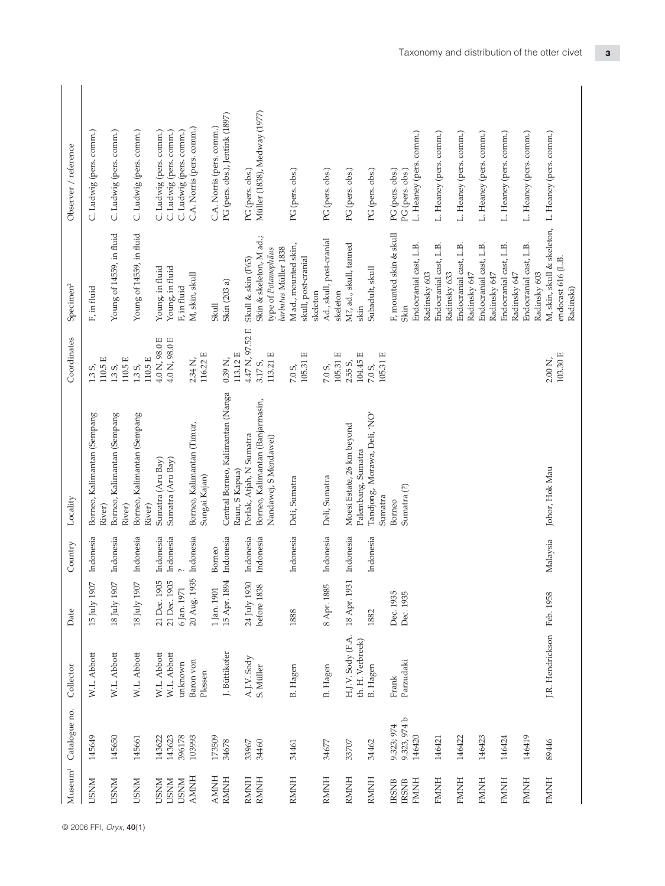| Museum[1] | Catalogue no. | Collector | Date | Country | Locality | Coordinates | Specimen[2] | Observer / reference |
|---|---|---|---|---|---|---|---|---|
| USNM | 145649 | W.L. Abbott | 15 July 1907 | Indonesia | Borneo, Kalimantan (Sempang River) | 1.3 S, 110.5 E | F, in fluid | C. Ludwig (pers. comm.) |
| USNM | 145650 | W.L. Abbott | 18 July 1907 | Indonesia | Borneo, Kalimantan (Sempang River) | 1.3 S, 110.5 E | Young of 14559, in fluid | C. Ludwig (pers. comm.) |
| USNM | 145661 | W.L. Abbott | 18 July 1907 | Indonesia | Borneo, Kalimantan (Sempang River) | 1.3 S, 110.5 E | Young of 14559, in fluid | C. Ludwig (pers. comm.) |
| USNM | 143622 | W.L. Abbott | 21 Dec. 1905 | Indonesia | Sumatra (Aru Bay) | 4.0 N, 98.0 E | Young, in fluid | C. Ludwig (pers. comm.) |
| USNM | 143623 | W.L. Abbott | 21 Dec. 1905 | Indonesia | Sumatra (Aru Bay) | 4.0 N, 98.0 E | Young, in fluid | C. Ludwig (pers. comm.) |
| USNM | 396178 | unknown | 6 Jan. 1971 | ? | | | F, in fluid | C. Ludwig (pers. comm.) |
| AMNH | 103993 | Baron von Plessen | 20 Aug. 1935 | Indonesia | Borneo, Kalimantan (Timur, Sungai Kajan) | 2.34 N, 116.22 E | M, skin, skull | C.A. Norris (pers. comm.) |
| AMNH | 173509 | | 1 Jan. 1901 | Borneo | | | Skull | C.A. Norris (pers. comm.) |
| RMNH | 34678 | J. Büttikofer | 15 Apr. 1894 | Indonesia | Central Borneo, Kalimantan (Nanga Raun, S Kapua) | 0.39 N, 113.12 E | Skin (203 a) | PG (pers. obs.), Jentink (1897) |
| RMNH | 33967 | A.J.V. Sody | 24 July 1930 | Indonesia | Perlak, Atjah, N Sumatra | 4.47 N, 97.52 E | Skull & skin (F65) | PG (pers. obs.) |
| RMNH | 34460 | S. Müller | before 1838 | Indonesia | Borneo, Kalimantan (Banjarmasin, Nandawej, S Mendawei) | 3.17 S, 113.21 E | Skin & skeleton, M ad.; type of *Potamophilus barbatus* Müller 1838 | Müller (1838), Medway (1977) |
| RMNH | 34461 | B. Hagen | 1888 | Indonesia | Deli, Sumatra | 7.0 S, 105.31 E | M ad., mounted skin, skull, post-cranial skeleton | PG (pers. obs.) |
| RMNH | 34677 | B. Hagen | 8 Apr. 1885 | Indonesia | Deli, Sumatra | 7.0 S, 105.31 E | Ad., skull, post-cranial skeleton | PG (pers. obs.) |
| RMNH | 33707 | H.J.V. Sody (F.A. th. H. Verbreek) | 18 Apr. 1931 | Indonesia | Moesi Estate, 26 km beyond Palembang, Sumatra | 2.55 S, 104.45 E | M?, ad., skull, tanned skin | PG (pers. obs.) |
| RMNH | 34462 | B. Hagen | 1882 | Indonesia | Tandjong, Morawa, Deli, 'NO' Sumatra | 7.0 S, 105.31 E | Subadult, skull | PG (pers. obs.) |
| IRSNB | 9.323; 974 | Frank | Dec. 1935 | | Borneo | | F, mounted skin & skull | PG (pers. obs.) |
| IRSNB | 9.323; 974 b | Parzudaki | Dec. 1935 | | Sumatra (?) | | Skin | PG (pers. obs.) |
| FMNH | 146420 | | | | | | Endocranial cast, L.B. Radinsky 603 | L. Heaney (pers. comm.) |
| FMNH | 146421 | | | | | | Endocranial cast, L.B. Radinsky 633 | L. Heaney (pers. comm.) |
| FMNH | 146422 | | | | | | Endocranial cast, L.B. Radinsky 647 | L. Heaney (pers. comm.) |
| FMNH | 146423 | | | | | | Endocranial cast, L.B. Radinsky 647 | L. Heaney (pers. comm.) |
| FMNH | 146424 | | | | | | Endocranial cast, L.B. Radinsky 647 | L. Heaney (pers. comm.) |
| FMNH | 146419 | | | | | | Endocranial cast, L.B. Radinsky 603 | L. Heaney (pers. comm.) |
| FMNH | 89446 | J.R. Hendrickson | Feb. 1958 | Malaysia | Johor, Hok Mau | 2.00 N, 103.30 E | M, skin, skull & skeleton, endocast 616 (L.B. Radinski) | L. Heaney (pers. comm.) |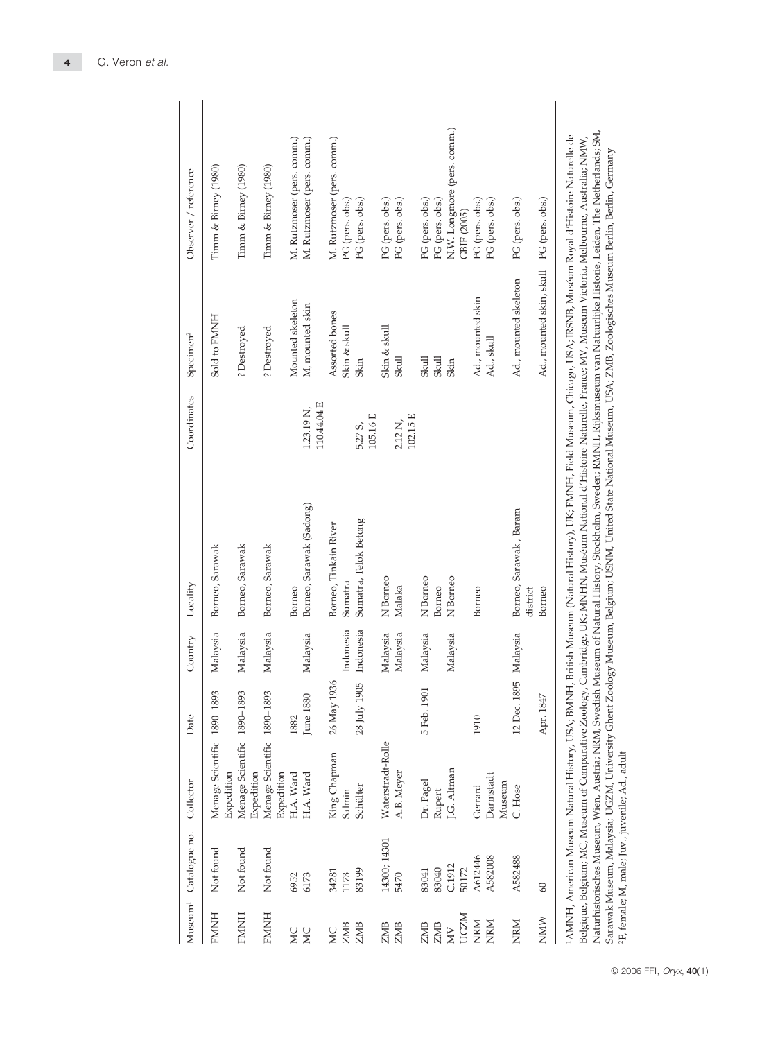| Museum[1] | Catalogue no. | Collector | Date | Country | Locality | Coordinates | Specimen[2] | Observer / reference |
|---|---|---|---|---|---|---|---|---|
| FMNH | Not found | Menage Scientific Expedition | 1890–1893 | Malaysia | Borneo, Sarawak | | Sold to FMNH | Timm & Birney (1980) |
| FMNH | Not found | Menage Scientific Expedition | 1890–1893 | Malaysia | Borneo, Sarawak | | ? Destroyed | Timm & Birney (1980) |
| FMNH | Not found | Menage Scientific Expedition | 1890–1893 | Malaysia | Borneo, Sarawak | | ? Destroyed | Timm & Birney (1980) |
| MC | 6952 | H.A. Ward | 1882 | | Borneo | | Mounted skeleton | M. Rutzmoser (pers. comm.) |
| MC | 6173 | H.A. Ward | June 1880 | Malaysia | Borneo, Sarawak (Sadong) | 1.23.19 N, 110.44.04 E | M, mounted skin | M. Rutzmoser (pers. comm.) |
| MC | 34281 | King Chapman | 26 May 1936 | | Borneo, Tinkain River | | Assorted bones | M. Rutzmoser (pers. comm.) |
| ZMB | 1173 | Salmin | | Indonesia | Sumatra | | Skin & skull | PG (pers. obs.) |
| ZMB | 83199 | Schüller | 28 July 1905 | Indonesia | Sumatra, Telok Betong | 5.27 S, 105.16 E | Skin | PG (pers. obs.) |
| ZMB | 14300; 14301 | Waterstradt-Rolle | | Malaysia | N Borneo | | Skin & skull | PG (pers. obs.) |
| ZMB | 5470 | A.B. Meyer | | Malaysia | Malaka | 2.12 N, 102.15 E | Skull | PG (pers. obs.) |
| ZMB | 83041 | Dr. Pagel | 5 Feb. 1901 | Malaysia | N Borneo | | Skull | PG (pers. obs.) |
| ZMB | 83040 | Rupert | | | Borneo | | Skull | PG (pers. obs.) |
| MV | C.1912 | J.G. Altman | | Malaysia | N Borneo | | Skin | N.W. Longmore (pers. comm.) |
| UGZM | 50172 | | | | | | | GBIF (2005) |
| NRM | A612446 | Gerrard | 1910 | | Borneo | | Ad., mounted skin | PG (pers. obs.) |
| NRM | A582008 | Darmstadt Museum | | | | | Ad., skull | PG (pers. obs.) |
| NRM | A582488 | C. Hose | 12 Dec. 1895 | Malaysia | Borneo, Sarawak , Baram district | | Ad., mounted skeleton | PG (pers. obs.) |
| NMW | 60 | | Apr. 1847 | | Borneo | | Ad., mounted skin, skull | PG (pers. obs.) |

[1]AMNH, American Museum Natural History, USA; BMNH, British Museum (Natural History), UK; FMNH, Field Museum, Chicago, USA; IRSNB, Muséum Royal d'Histoire Naturelle de Belgique, Belgium; MC, Museum of Comparative Zoology, Cambridge, UK; MNHN, Muséum National d'Histoire Naturelle, France; MV, Museum Victoria, Melbourne, Australia; NMW, Naturhistorisches Museum, Wien, Austria; NRM, Swedish Museum of Natural History, Stockholm, Sweden; RMNH, Rijksmuseum van Natuurlijke Historie, Leiden, The Netherlands; SM, Sarawak Museum, Malaysia; UGZM, University Ghent Zoology Museum, Belgium; USNM, United State National Museum, USA; ZMB, Zoologisches Museum Berlin, Berlin, Germany

[2]F, female; M, male; Juv., juvenile; Ad., adult